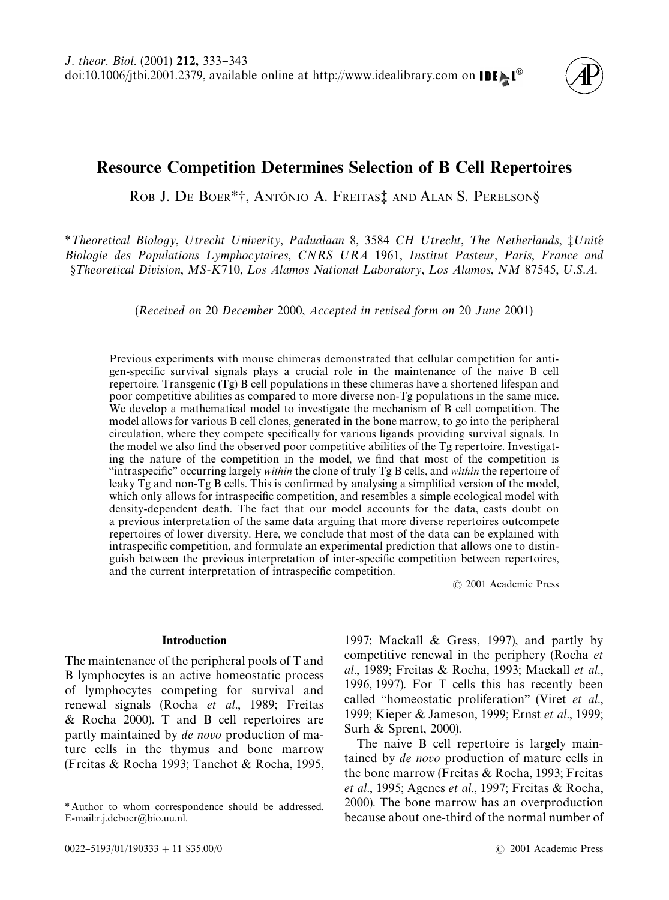# Resource Competition Determines Selection of B Cell Repertoires

Rob J. De Boer*†, António A. Freitas‡ and Alan S. Perelson§

*Theoretical Biology, Utrecht Univeristy, Padualaan 8, 3584 CH Utrecht, The Netherlands, ‡Unité Biologie des Populations Lymphocytaires, CNRS URA 1961, Institut Pasteur, Paris, France and §Theoretical Division, MS-K710, Los Alamos National Laboratory, Los Alamos, NM 87545, U.S.A.

(*Received on* 20 *December* 2000, *Accepted in revised form on* 20 *June* 2001)

Previous experiments with mouse chimeras demonstrated that cellular competition for antigen-specific survival signals plays a crucial role in the maintenance of the naive B cell repertoire. Transgenic (Tg) B cell populations in these chimeras have a shortened lifespan and poor competitive abilities as compared to more diverse non-Tg populations in the same mice. We develop a mathematical model to investigate the mechanism of B cell competition. The model allows for various B cell clones, generated in the bone marrow, to go into the peripheral circulation, where they compete specifically for various ligands providing survival signals. In the model we also find the observed poor competitive abilities of the Tg repertoire. Investigating the nature of the competition in the model, we find that most of the competition is "intraspecific" occurring largely *within* the clone of truly Tg B cells, and *within* the repertoire of leaky Tg and non-Tg B cells. This is confirmed by analysing a simplified version of the model, which only allows for intraspecific competition, and resembles a simple ecological model with density-dependent death. The fact that our model accounts for the data, casts doubt on a previous interpretation of the same data arguing that more diverse repertoires outcompete repertoires of lower diversity. Here, we conclude that most of the data can be explained with intraspecific competition, and formulate an experimental prediction that allows one to distinguish between the previous interpretation of inter-specific competition between repertoires, and the current interpretation of intraspecific competition.

© 2001 Academic Press

## Introduction

The maintenance of the peripheral pools of T and B lymphocytes is an active homeostatic process of lymphocytes competing for survival and renewal signals (Rocha *et al*., 1989; Freitas & Rocha 2000). T and B cell repertoires are partly maintained by *de novo* production of mature cells in the thymus and bone marrow (Freitas & Rocha 1993; Tanchot & Rocha, 1995, 1997; Mackall & Gress, 1997), and partly by competitive renewal in the periphery (Rocha *et al*., 1989; Freitas & Rocha, 1993; Mackall *et al*., 1996, 1997). For T cells this has recently been called "homeostatic proliferation" (Viret *et al*., 1999; Kieper & Jameson, 1999; Ernst *et al*., 1999; Surh & Sprent, 2000).

The naive B cell repertoire is largely maintained by *de novo* production of mature cells in the bone marrow (Freitas & Rocha, 1993; Freitas *et al*., 1995; Agenes *et al*., 1997; Freitas & Rocha, 2000). The bone marrow has an overproduction because about one-third of the normal number of

*Author to whom correspondence should be addressed. E-mail:r.j.deboer@bio.uu.nl.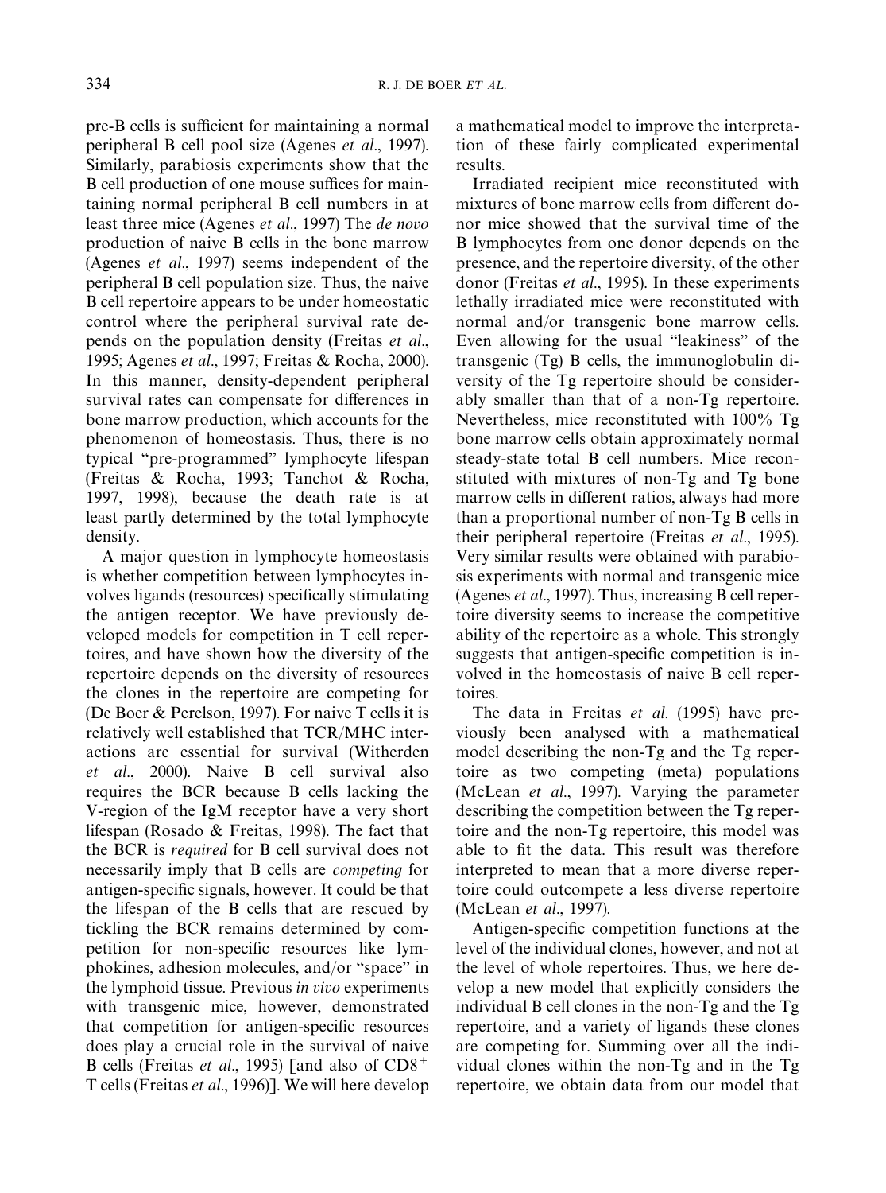pre-B cells is sufficient for maintaining a normal peripheral B cell pool size (Agenes *et al*., 1997). Similarly, parabiosis experiments show that the B cell production of one mouse suffices for maintaining normal peripheral B cell numbers in at least three mice (Agenes *et al*., 1997) The *de novo* production of naive B cells in the bone marrow (Agenes *et al*., 1997) seems independent of the peripheral B cell population size. Thus, the naive B cell repertoire appears to be under homeostatic control where the peripheral survival rate depends on the population density (Freitas *et al*., 1995; Agenes *et al*., 1997; Freitas & Rocha, 2000). In this manner, density-dependent peripheral survival rates can compensate for differences in bone marrow production, which accounts for the phenomenon of homeostasis. Thus, there is no typical "pre-programmed" lymphocyte lifespan (Freitas & Rocha, 1993; Tanchot & Rocha, 1997, 1998), because the death rate is at least partly determined by the total lymphocyte density.

A major question in lymphocyte homeostasis is whether competition between lymphocytes involves ligands (resources) specifically stimulating the antigen receptor. We have previously developed models for competition in T cell repertoires, and have shown how the diversity of the repertoire depends on the diversity of resources the clones in the repertoire are competing for (De Boer & Perelson, 1997). For naive T cells it is relatively well established that TCR/MHC interactions are essential for survival (Witherden *et al*., 2000). Naive B cell survival also requires the BCR because B cells lacking the V-region of the IgM receptor have a very short lifespan (Rosado & Freitas, 1998). The fact that the BCR is *required* for B cell survival does not necessarily imply that B cells are *competing* for antigen-specific signals, however. It could be that the lifespan of the B cells that are rescued by tickling the BCR remains determined by competition for non-specific resources like lymphokines, adhesion molecules, and/or "space" in the lymphoid tissue. Previous *in vivo* experiments with transgenic mice, however, demonstrated that competition for antigen-specific resources does play a crucial role in the survival of naive B cells (Freitas *et al*., 1995) [and also of $CD8^+$ T cells (Freitas *et al*., 1996)]. We will here develop a mathematical model to improve the interpretation of these fairly complicated experimental results.

Irradiated recipient mice reconstituted with mixtures of bone marrow cells from different donor mice showed that the survival time of the B lymphocytes from one donor depends on the presence, and the repertoire diversity, of the other donor (Freitas *et al*., 1995). In these experiments lethally irradiated mice were reconstituted with normal and/or transgenic bone marrow cells. Even allowing for the usual "leakiness" of the transgenic (Tg) B cells, the immunoglobulin diversity of the Tg repertoire should be considerably smaller than that of a non-Tg repertoire. Nevertheless, mice reconstituted with 100% Tg bone marrow cells obtain approximately normal steady-state total B cell numbers. Mice reconstituted with mixtures of non-Tg and Tg bone marrow cells in different ratios, always had more than a proportional number of non-Tg B cells in their peripheral repertoire (Freitas *et al*., 1995). Very similar results were obtained with parabiosis experiments with normal and transgenic mice (Agenes *et al*., 1997). Thus, increasing B cell repertoire diversity seems to increase the competitive ability of the repertoire as a whole. This strongly suggests that antigen-specific competition is involved in the homeostasis of naive B cell repertoires.

The data in Freitas *et al*. (1995) have previously been analysed with a mathematical model describing the non-Tg and the Tg repertoire as two competing (meta) populations (McLean *et al*., 1997). Varying the parameter describing the competition between the Tg repertoire and the non-Tg repertoire, this model was able to fit the data. This result was therefore interpreted to mean that a more diverse repertoire could outcompete a less diverse repertoire (McLean *et al*., 1997).

Antigen-specific competition functions at the level of the individual clones, however, and not at the level of whole repertoires. Thus, we here develop a new model that explicitly considers the individual B cell clones in the non-Tg and the Tg repertoire, and a variety of ligands these clones are competing for. Summing over all the individual clones within the non-Tg and in the Tg repertoire, we obtain data from our model that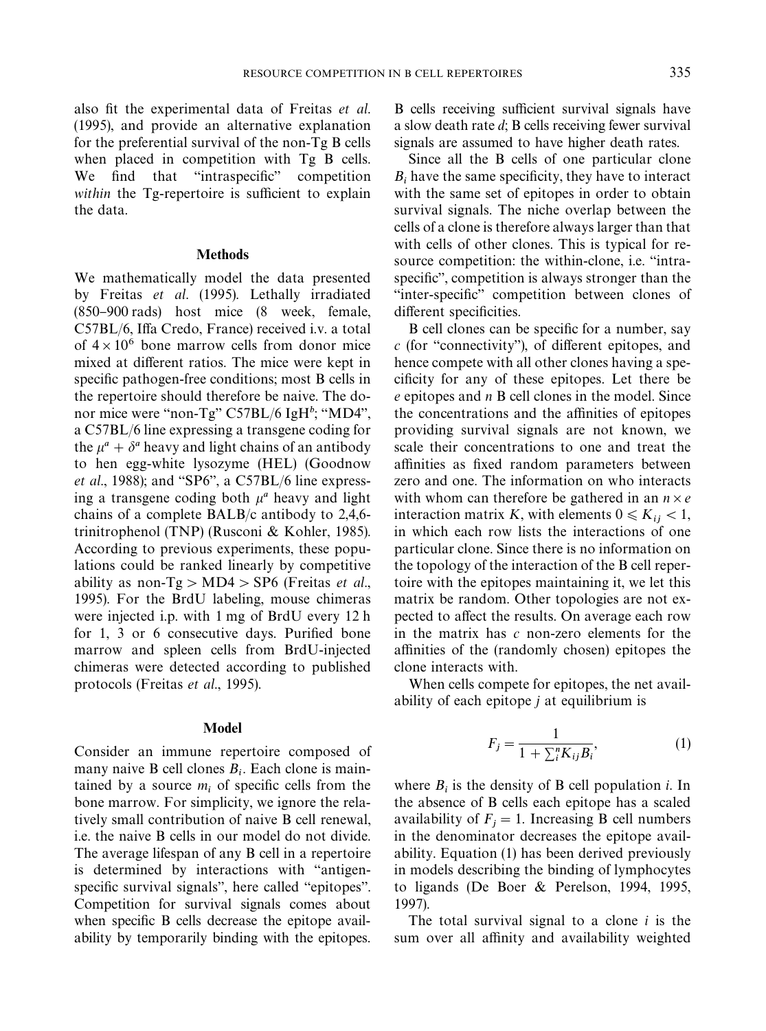also fit the experimental data of Freitas *et al.* (1995), and provide an alternative explanation for the preferential survival of the non-Tg B cells when placed in competition with Tg B cells. We find that "intraspecific" competition *within* the Tg-repertoire is sufficient to explain the data.

## Methods

We mathematically model the data presented by Freitas *et al.* (1995). Lethally irradiated (850–900 rads) host mice (8 week, female, C57BL/6, Iffa Credo, France) received i.v. a total of $4 \times 10^6$ bone marrow cells from donor mice mixed at different ratios. The mice were kept in specific pathogen-free conditions; most B cells in the repertoire should therefore be naive. The donor mice were "non-Tg" C57BL/6 Ig$H^b$; "MD4", a C57BL/6 line expressing a transgene coding for the $\mu^a + \delta^a$ heavy and light chains of an antibody to hen egg-white lysozyme (HEL) (Goodnow *et al.*, 1988); and "SP6", a C57BL/6 line expressing a transgene coding both $\mu^a$ heavy and light chains of a complete BALB/c antibody to 2,4,6-trinitrophenol (TNP) (Rusconi & Kohler, 1985). According to previous experiments, these populations could be ranked linearly by competitive ability as non-Tg > MD4 > SP6 (Freitas *et al.*, 1995). For the BrdU labeling, mouse chimeras were injected i.p. with 1 mg of BrdU every 12 h for 1, 3 or 6 consecutive days. Purified bone marrow and spleen cells from BrdU-injected chimeras were detected according to published protocols (Freitas *et al.*, 1995).

## Model

Consider an immune repertoire composed of many naive B cell clones $B_i$. Each clone is maintained by a source $m_i$ of specific cells from the bone marrow. For simplicity, we ignore the relatively small contribution of naive B cell renewal, i.e. the naive B cells in our model do not divide. The average lifespan of any B cell in a repertoire is determined by interactions with "antigen-specific survival signals", here called "epitopes". Competition for survival signals comes about when specific B cells decrease the epitope availability by temporarily binding with the epitopes. B cells receiving sufficient survival signals have a slow death rate $d$; B cells receiving fewer survival signals are assumed to have higher death rates.

Since all the B cells of one particular clone $B_i$ have the same specificity, they have to interact with the same set of epitopes in order to obtain survival signals. The niche overlap between the cells of a clone is therefore always larger than that with cells of other clones. This is typical for resource competition: the within-clone, i.e. "intra-specific", competition is always stronger than the "inter-specific" competition between clones of different specificities.

B cell clones can be specific for a number, say $c$ (for "connectivity"), of different epitopes, and hence compete with all other clones having a specificity for any of these epitopes. Let there be $e$ epitopes and $n$ B cell clones in the model. Since the concentrations and the affinities of epitopes providing survival signals are not known, we scale their concentrations to one and treat the affinities as fixed random parameters between zero and one. The information on who interacts with whom can therefore be gathered in an $n \times e$ interaction matrix $K$, with elements $0 \leqslant K_{ij} < 1$, in which each row lists the interactions of one particular clone. Since there is no information on the topology of the interaction of the B cell repertoire with the epitopes maintaining it, we let this matrix be random. Other topologies are not expected to affect the results. On average each row in the matrix has $c$ non-zero elements for the affinities of the (randomly chosen) epitopes the clone interacts with.

When cells compete for epitopes, the net availability of each epitope $j$ at equilibrium is

$$F_j = \frac{1}{1 + \sum_i^n K_{ij} B_i}, \tag{1}$$

where $B_i$ is the density of B cell population $i$. In the absence of B cells each epitope has a scaled availability of $F_j = 1$. Increasing B cell numbers in the denominator decreases the epitope availability. Equation (1) has been derived previously in models describing the binding of lymphocytes to ligands (De Boer & Perelson, 1994, 1995, 1997).

The total survival signal to a clone $i$ is the sum over all affinity and availability weighted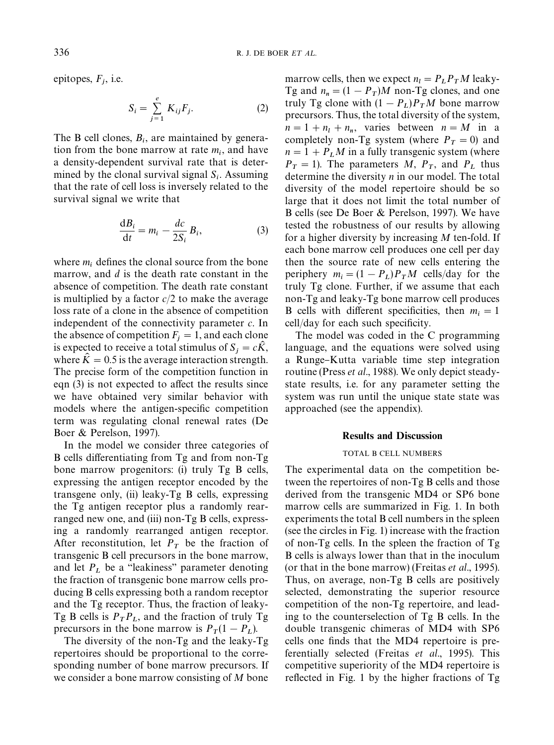epitopes, $F_j$, i.e.

$$S_i = \sum_{j=1}^{e} K_{ij} F_j. \tag{2}$$

The B cell clones, $B_i$, are maintained by generation from the bone marrow at rate $m_i$, and have a density-dependent survival rate that is determined by the clonal survival signal $S_i$. Assuming that the rate of cell loss is inversely related to the survival signal we write that

$$\frac{dB_i}{dt} = m_i - \frac{dc}{2S_i} B_i, \tag{3}$$

where $m_i$ defines the clonal source from the bone marrow, and $d$ is the death rate constant in the absence of competition. The death rate constant is multiplied by a factor $c/2$ to make the average loss rate of a clone in the absence of competition independent of the connectivity parameter $c$. In the absence of competition $F_j = 1$, and each clone is expected to receive a total stimulus of $S_j = c\hat{K}$, where $\hat{K} = 0.5$ is the average interaction strength. The precise form of the competition function in eqn (3) is not expected to affect the results since we have obtained very similar behavior with models where the antigen-specific competition term was regulating clonal renewal rates (De Boer & Perelson, 1997).

In the model we consider three categories of B cells differentiating from Tg and from non-Tg bone marrow progenitors: (i) truly Tg B cells, expressing the antigen receptor encoded by the transgene only, (ii) leaky-Tg B cells, expressing the Tg antigen receptor plus a randomly rearranged new one, and (iii) non-Tg B cells, expressing a randomly rearranged antigen receptor. After reconstitution, let $P_T$ be the fraction of transgenic B cell precursors in the bone marrow, and let $P_L$ be a "leakiness" parameter denoting the fraction of transgenic bone marrow cells producing B cells expressing both a random receptor and the Tg receptor. Thus, the fraction of leaky-Tg B cells is $P_T P_L$, and the fraction of truly Tg precursors in the bone marrow is $P_T(1 - P_L)$.

The diversity of the non-Tg and the leaky-Tg repertoires should be proportional to the corresponding number of bone marrow precursors. If we consider a bone marrow consisting of $M$ bone marrow cells, then we expect $n_l = P_L P_T M$ leaky-Tg and $n_n = (1 - P_T)M$ non-Tg clones, and one truly Tg clone with $(1 - P_L)P_T M$ bone marrow precursors. Thus, the total diversity of the system, $n = 1 + n_l + n_n$, varies between $n = M$ in a completely non-Tg system (where $P_T = 0$) and $n = 1 + P_L M$ in a fully transgenic system (where $P_T = 1$). The parameters $M$, $P_T$, and $P_L$ thus determine the diversity $n$ in our model. The total diversity of the model repertoire should be so large that it does not limit the total number of B cells (see De Boer & Perelson, 1997). We have tested the robustness of our results by allowing for a higher diversity by increasing $M$ ten-fold. If each bone marrow cell produces one cell per day then the source rate of new cells entering the periphery $m_i = (1 - P_L)P_T M$ cells/day for the truly Tg clone. Further, if we assume that each non-Tg and leaky-Tg bone marrow cell produces B cells with different specificities, then $m_i = 1$ cell/day for each such specificity.

The model was coded in the C programming language, and the equations were solved using a Runge–Kutta variable time step integration routine (Press *et al*., 1988). We only depict steady-state results, i.e. for any parameter setting the system was run until the unique state state was approached (see the appendix).

## Results and Discussion

### TOTAL B CELL NUMBERS

The experimental data on the competition between the repertoires of non-Tg B cells and those derived from the transgenic MD4 or SP6 bone marrow cells are summarized in Fig. 1. In both experiments the total B cell numbers in the spleen (see the circles in Fig. 1) increase with the fraction of non-Tg cells. In the spleen the fraction of Tg B cells is always lower than that in the inoculum (or that in the bone marrow) (Freitas *et al*., 1995). Thus, on average, non-Tg B cells are positively selected, demonstrating the superior resource competition of the non-Tg repertoire, and leading to the counterselection of Tg B cells. In the double transgenic chimeras of MD4 with SP6 cells one finds that the MD4 repertoire is preferentially selected (Freitas *et al*., 1995). This competitive superiority of the MD4 repertoire is reflected in Fig. 1 by the higher fractions of Tg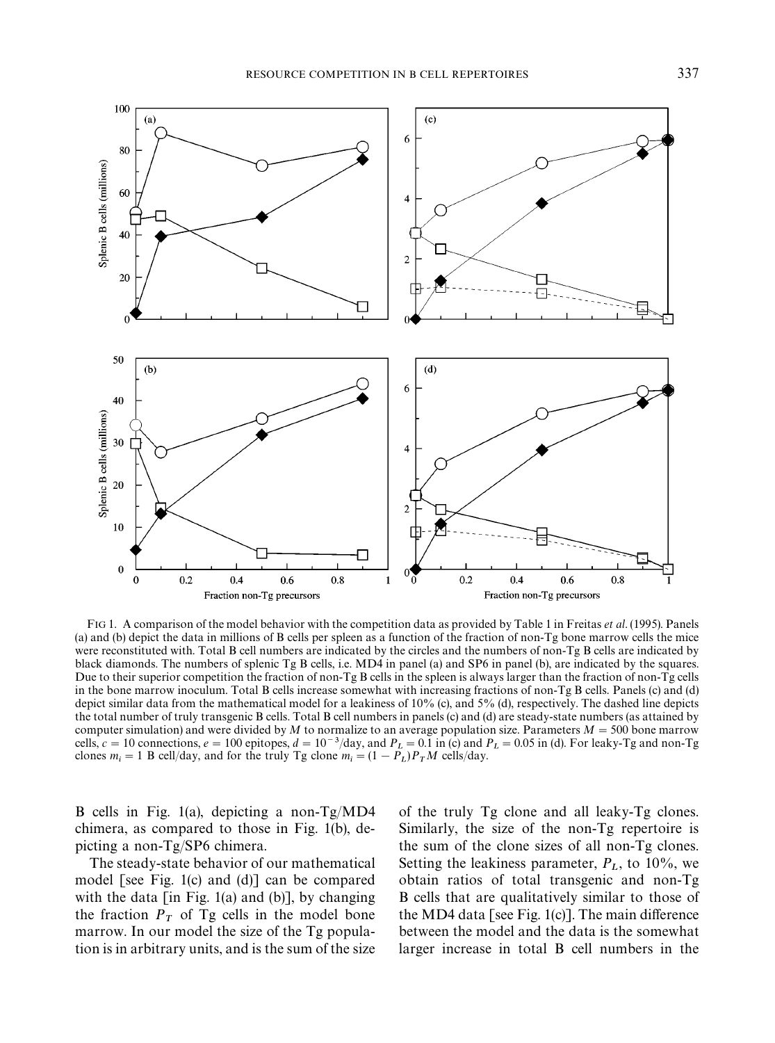FIG 1. A comparison of the model behavior with the competition data as provided by Table 1 in Freitas *et al.* (1995). Panels (a) and (b) depict the data in millions of B cells per spleen as a function of the fraction of non-Tg bone marrow cells the mice were reconstituted with. Total B cell numbers are indicated by the circles and the numbers of non-Tg B cells are indicated by black diamonds. The numbers of splenic Tg B cells, i.e. MD4 in panel (a) and SP6 in panel (b), are indicated by the squares. Due to their superior competition the fraction of non-Tg B cells in the spleen is always larger than the fraction of non-Tg cells in the bone marrow inoculum. Total B cells increase somewhat with increasing fractions of non-Tg B cells. Panels (c) and (d) depict similar data from the mathematical model for a leakiness of 10% (c), and 5% (d), respectively. The dashed line depicts the total number of truly transgenic B cells. Total B cell numbers in panels (c) and (d) are steady-state numbers (as attained by computer simulation) and were divided by $M$ to normalize to an average population size. Parameters $M = 500$ bone marrow cells, $c = 10$ connections, $e = 100$ epitopes, $d = 10^{-3}$/day, and $P_L = 0.1$ in (c) and $P_L = 0.05$ in (d). For leaky-Tg and non-Tg clones $m_i = 1$ B cell/day, and for the truly Tg clone $m_i = (1 - P_L)P_T M$ cells/day.

B cells in Fig. 1(a), depicting a non-Tg/MD4 chimera, as compared to those in Fig. 1(b), depicting a non-Tg/SP6 chimera.

The steady-state behavior of our mathematical model [see Fig. 1(c) and (d)] can be compared with the data [in Fig. 1(a) and (b)], by changing the fraction $P_T$ of Tg cells in the model bone marrow. In our model the size of the Tg population is in arbitrary units, and is the sum of the size of the truly Tg clone and all leaky-Tg clones. Similarly, the size of the non-Tg repertoire is the sum of the clone sizes of all non-Tg clones. Setting the leakiness parameter, $P_L$, to 10%, we obtain ratios of total transgenic and non-Tg B cells that are qualitatively similar to those of the MD4 data [see Fig. 1(c)]. The main difference between the model and the data is the somewhat larger increase in total B cell numbers in the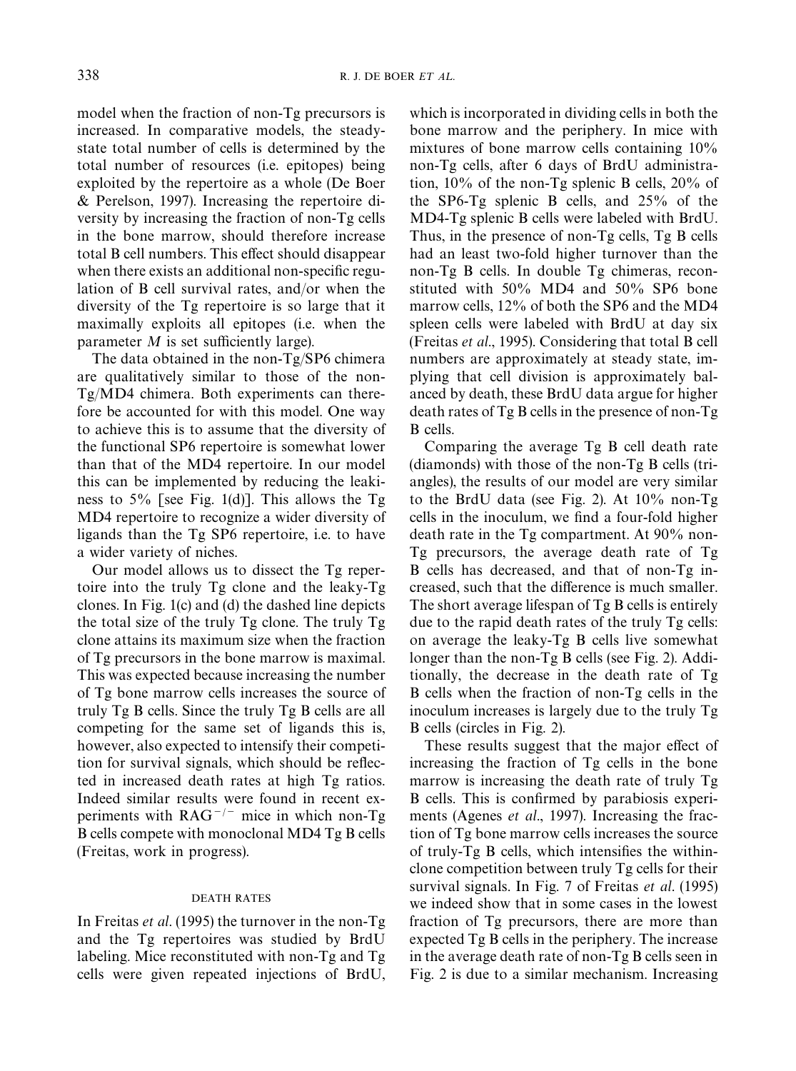model when the fraction of non-Tg precursors is increased. In comparative models, the steady-state total number of cells is determined by the total number of resources (i.e. epitopes) being exploited by the repertoire as a whole (De Boer & Perelson, 1997). Increasing the repertoire diversity by increasing the fraction of non-Tg cells in the bone marrow, should therefore increase total B cell numbers. This effect should disappear when there exists an additional non-specific regulation of B cell survival rates, and/or when the diversity of the Tg repertoire is so large that it maximally exploits all epitopes (i.e. when the parameter $M$ is set sufficiently large).

The data obtained in the non-Tg/SP6 chimera are qualitatively similar to those of the non-Tg/MD4 chimera. Both experiments can therefore be accounted for with this model. One way to achieve this is to assume that the diversity of the functional SP6 repertoire is somewhat lower than that of the MD4 repertoire. In our model this can be implemented by reducing the leakiness to 5% [see Fig. 1(d)]. This allows the Tg MD4 repertoire to recognize a wider diversity of ligands than the Tg SP6 repertoire, i.e. to have a wider variety of niches.

Our model allows us to dissect the Tg repertoire into the truly Tg clone and the leaky-Tg clones. In Fig. 1(c) and (d) the dashed line depicts the total size of the truly Tg clone. The truly Tg clone attains its maximum size when the fraction of Tg precursors in the bone marrow is maximal. This was expected because increasing the number of Tg bone marrow cells increases the source of truly Tg B cells. Since the truly Tg B cells are all competing for the same set of ligands this is, however, also expected to intensify their competition for survival signals, which should be reflected in increased death rates at high Tg ratios. Indeed similar results were found in recent experiments with $\mathrm{RAG}^{-/-}$ mice in which non-Tg B cells compete with monoclonal MD4 Tg B cells (Freitas, work in progress).

## DEATH RATES

In Freitas *et al*. (1995) the turnover in the non-Tg and the Tg repertoires was studied by BrdU labeling. Mice reconstituted with non-Tg and Tg cells were given repeated injections of BrdU, which is incorporated in dividing cells in both the bone marrow and the periphery. In mice with mixtures of bone marrow cells containing 10% non-Tg cells, after 6 days of BrdU administration, 10% of the non-Tg splenic B cells, 20% of the SP6-Tg splenic B cells, and 25% of the MD4-Tg splenic B cells were labeled with BrdU. Thus, in the presence of non-Tg cells, Tg B cells had an least two-fold higher turnover than the non-Tg B cells. In double Tg chimeras, reconstituted with 50% MD4 and 50% SP6 bone marrow cells, 12% of both the SP6 and the MD4 spleen cells were labeled with BrdU at day six (Freitas *et al*., 1995). Considering that total B cell numbers are approximately at steady state, implying that cell division is approximately balanced by death, these BrdU data argue for higher death rates of Tg B cells in the presence of non-Tg B cells.

Comparing the average Tg B cell death rate (diamonds) with those of the non-Tg B cells (triangles), the results of our model are very similar to the BrdU data (see Fig. 2). At 10% non-Tg cells in the inoculum, we find a four-fold higher death rate in the Tg compartment. At 90% non-Tg precursors, the average death rate of Tg B cells has decreased, and that of non-Tg increased, such that the difference is much smaller. The short average lifespan of Tg B cells is entirely due to the rapid death rates of the truly Tg cells: on average the leaky-Tg B cells live somewhat longer than the non-Tg B cells (see Fig. 2). Additionally, the decrease in the death rate of Tg B cells when the fraction of non-Tg cells in the inoculum increases is largely due to the truly Tg B cells (circles in Fig. 2).

These results suggest that the major effect of increasing the fraction of Tg cells in the bone marrow is increasing the death rate of truly Tg B cells. This is confirmed by parabiosis experiments (Agenes *et al*., 1997). Increasing the fraction of Tg bone marrow cells increases the source of truly-Tg B cells, which intensifies the within-clone competition between truly Tg cells for their survival signals. In Fig. 7 of Freitas *et al*. (1995) we indeed show that in some cases in the lowest fraction of Tg precursors, there are more than expected Tg B cells in the periphery. The increase in the average death rate of non-Tg B cells seen in Fig. 2 is due to a similar mechanism. Increasing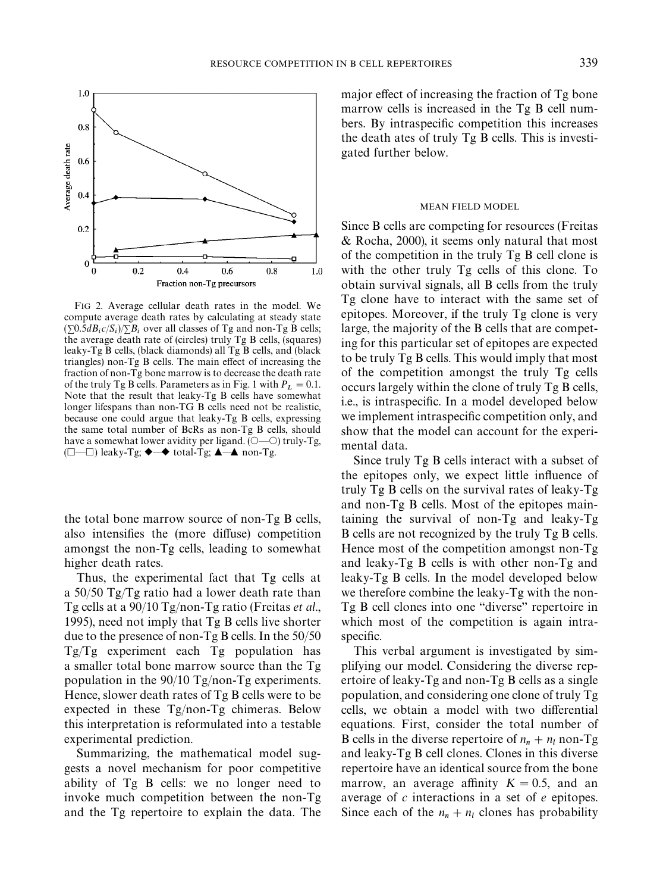FIG 2. Average cellular death rates in the model. We compute average death rates by calculating at steady state $(\sum 0.5dB_i c/S_i)/\sum B_i$ over all classes of Tg and non-Tg B cells; the average death rate of (circles) truly Tg B cells, (squares) leaky-Tg B cells, (black diamonds) all Tg B cells, and (black triangles) non-Tg B cells. The main effect of increasing the fraction of non-Tg bone marrow is to decrease the death rate of the truly Tg B cells. Parameters as in Fig. 1 with $P_L = 0.1$. Note that the result that leaky-Tg B cells have somewhat longer lifespans than non-TG B cells need not be realistic, because one could argue that leaky-Tg B cells, expressing the same total number of BcRs as non-Tg B cells, should have a somewhat lower avidity per ligand. (○—○) truly-Tg, (□—□) leaky-Tg; ◆—◆ total-Tg; ▲—▲ non-Tg.

the total bone marrow source of non-Tg B cells, also intensifies the (more diffuse) competition amongst the non-Tg cells, leading to somewhat higher death rates.

Thus, the experimental fact that Tg cells at a 50/50 Tg/Tg ratio had a lower death rate than Tg cells at a 90/10 Tg/non-Tg ratio (Freitas *et al.*, 1995), need not imply that Tg B cells live shorter due to the presence of non-Tg B cells. In the 50/50 Tg/Tg experiment each Tg population has a smaller total bone marrow source than the Tg population in the 90/10 Tg/non-Tg experiments. Hence, slower death rates of Tg B cells were to be expected in these Tg/non-Tg chimeras. Below this interpretation is reformulated into a testable experimental prediction.

Summarizing, the mathematical model suggests a novel mechanism for poor competitive ability of Tg B cells: we no longer need to invoke much competition between the non-Tg and the Tg repertoire to explain the data. The major effect of increasing the fraction of Tg bone marrow cells is increased in the Tg B cell numbers. By intraspecific competition this increases the death ates of truly Tg B cells. This is investigated further below.

## MEAN FIELD MODEL

Since B cells are competing for resources (Freitas & Rocha, 2000), it seems only natural that most of the competition in the truly Tg B cell clone is with the other truly Tg cells of this clone. To obtain survival signals, all B cells from the truly Tg clone have to interact with the same set of epitopes. Moreover, if the truly Tg clone is very large, the majority of the B cells that are competing for this particular set of epitopes are expected to be truly Tg B cells. This would imply that most of the competition amongst the truly Tg cells occurs largely within the clone of truly Tg B cells, i.e., is intraspecific. In a model developed below we implement intraspecific competition only, and show that the model can account for the experimental data.

Since truly Tg B cells interact with a subset of the epitopes only, we expect little influence of truly Tg B cells on the survival rates of leaky-Tg and non-Tg B cells. Most of the epitopes maintaining the survival of non-Tg and leaky-Tg B cells are not recognized by the truly Tg B cells. Hence most of the competition amongst non-Tg and leaky-Tg B cells is with other non-Tg and leaky-Tg B cells. In the model developed below we therefore combine the leaky-Tg with the non-Tg B cell clones into one "diverse" repertoire in which most of the competition is again intraspecific.

This verbal argument is investigated by simplifying our model. Considering the diverse repertoire of leaky-Tg and non-Tg B cells as a single population, and considering one clone of truly Tg cells, we obtain a model with two differential equations. First, consider the total number of B cells in the diverse repertoire of $n_n + n_l$ non-Tg and leaky-Tg B cell clones. Clones in this diverse repertoire have an identical source from the bone marrow, an average affinity $K = 0.5$, and an average of $c$ interactions in a set of $e$ epitopes. Since each of the $n_n + n_l$ clones has probability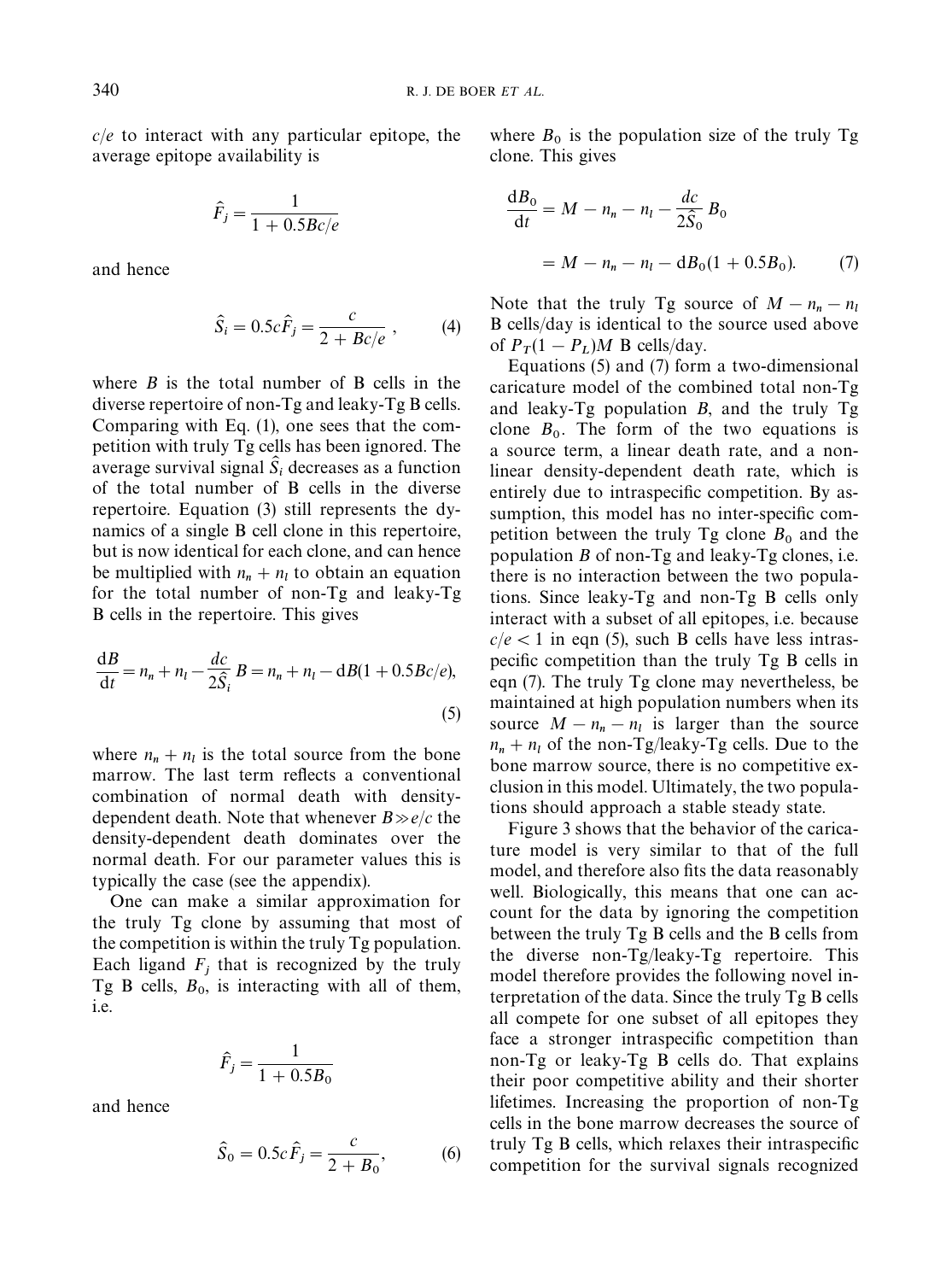$c/e$ to interact with any particular epitope, the average epitope availability is

$$\hat{F}_j = \frac{1}{1 + 0.5Bc/e}$$

and hence

$$\hat{S}_i = 0.5c\hat{F}_j = \frac{c}{2 + Bc/e}\ , \qquad (4)$$

where $B$ is the total number of B cells in the diverse repertoire of non-Tg and leaky-Tg B cells. Comparing with Eq. (1), one sees that the competition with truly Tg cells has been ignored. The average survival signal $\hat{S}_i$ decreases as a function of the total number of B cells in the diverse repertoire. Equation (3) still represents the dynamics of a single B cell clone in this repertoire, but is now identical for each clone, and can hence be multiplied with $n_n + n_l$ to obtain an equation for the total number of non-Tg and leaky-Tg B cells in the repertoire. This gives

$$\frac{\mathrm{d}B}{\mathrm{d}t} = n_n + n_l - \frac{dc}{2\hat{S}_i}\,B = n_n + n_l - \mathrm{d}B(1 + 0.5Bc/e), \qquad (5)$$

where $n_n + n_l$ is the total source from the bone marrow. The last term reflects a conventional combination of normal death with density-dependent death. Note that whenever $B \gg e/c$ the density-dependent death dominates over the normal death. For our parameter values this is typically the case (see the appendix).

One can make a similar approximation for the truly Tg clone by assuming that most of the competition is within the truly Tg population. Each ligand $F_j$ that is recognized by the truly Tg B cells, $B_0$, is interacting with all of them, i.e.

$$\hat{F}_j = \frac{1}{1 + 0.5B_0}$$

and hence

$$\hat{S}_0 = 0.5c\hat{F}_j = \frac{c}{2 + B_0}, \qquad (6)$$

where $B_0$ is the population size of the truly Tg clone. This gives

$$\frac{\mathrm{d}B_0}{\mathrm{d}t} = M - n_n - n_l - \frac{dc}{2\hat{S}_0}\,B_0$$
$$= M - n_n - n_l - \mathrm{d}B_0(1 + 0.5B_0). \qquad (7)$$

Note that the truly Tg source of $M - n_n - n_l$ B cells/day is identical to the source used above of $P_T(1 - P_L)M$ B cells/day.

Equations (5) and (7) form a two-dimensional caricature model of the combined total non-Tg and leaky-Tg population $B$, and the truly Tg clone $B_0$. The form of the two equations is a source term, a linear death rate, and a non-linear density-dependent death rate, which is entirely due to intraspecific competition. By assumption, this model has no inter-specific competition between the truly Tg clone $B_0$ and the population $B$ of non-Tg and leaky-Tg clones, i.e. there is no interaction between the two populations. Since leaky-Tg and non-Tg B cells only interact with a subset of all epitopes, i.e. because $c/e < 1$ in eqn (5), such B cells have less intraspecific competition than the truly Tg B cells in eqn (7). The truly Tg clone may nevertheless, be maintained at high population numbers when its source $M - n_n - n_l$ is larger than the source $n_n + n_l$ of the non-Tg/leaky-Tg cells. Due to the bone marrow source, there is no competitive exclusion in this model. Ultimately, the two populations should approach a stable steady state.

Figure 3 shows that the behavior of the caricature model is very similar to that of the full model, and therefore also fits the data reasonably well. Biologically, this means that one can account for the data by ignoring the competition between the truly Tg B cells and the B cells from the diverse non-Tg/leaky-Tg repertoire. This model therefore provides the following novel interpretation of the data. Since the truly Tg B cells all compete for one subset of all epitopes they face a stronger intraspecific competition than non-Tg or leaky-Tg B cells do. That explains their poor competitive ability and their shorter lifetimes. Increasing the proportion of non-Tg cells in the bone marrow decreases the source of truly Tg B cells, which relaxes their intraspecific competition for the survival signals recognized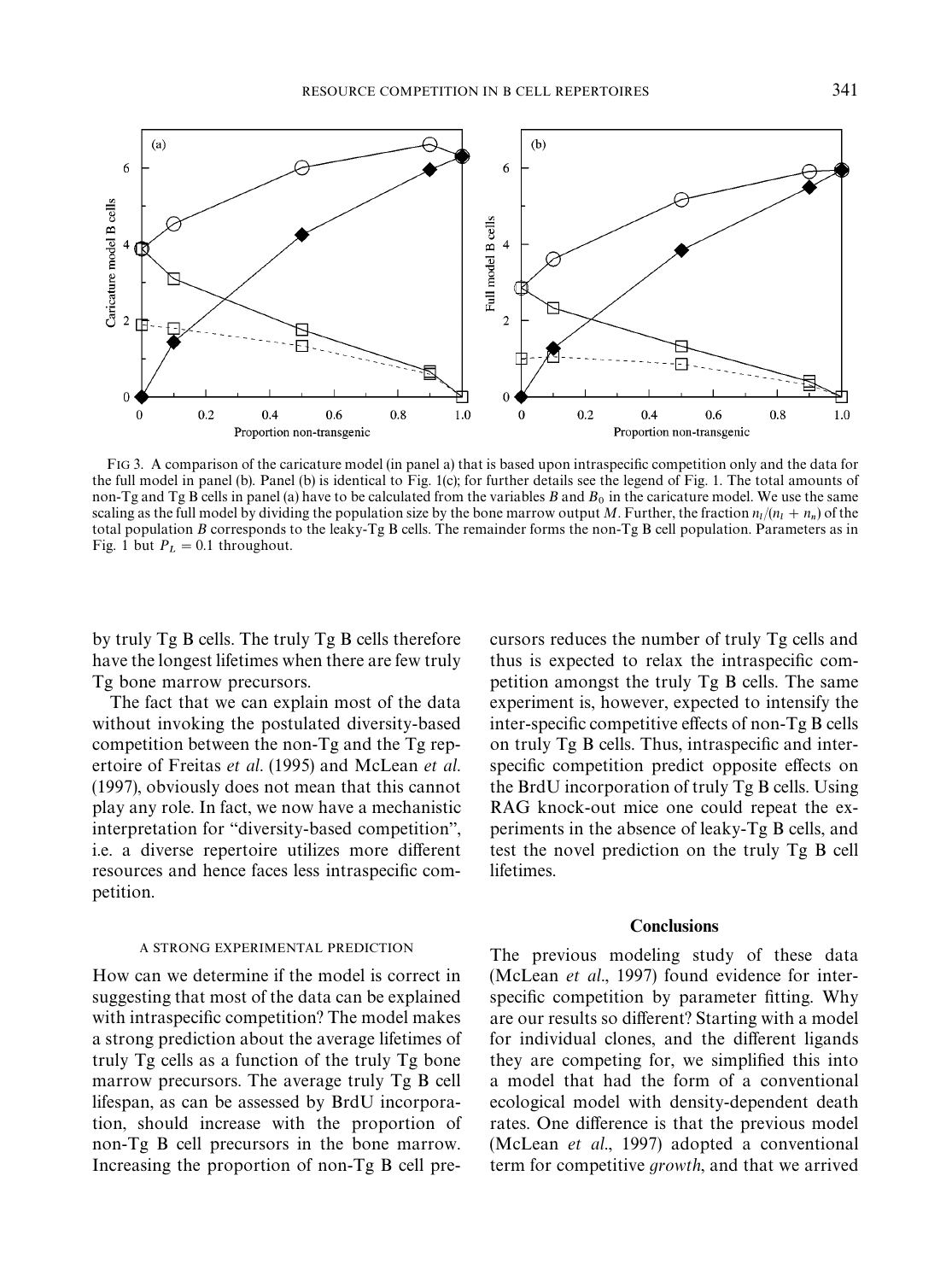FIG 3. A comparison of the caricature model (in panel a) that is based upon intraspecific competition only and the data for the full model in panel (b). Panel (b) is identical to Fig. 1(c); for further details see the legend of Fig. 1. The total amounts of non-Tg and Tg B cells in panel (a) have to be calculated from the variables $B$ and $B_0$ in the caricature model. We use the same scaling as the full model by dividing the population size by the bone marrow output $M$. Further, the fraction $n_l/(n_l + n_n)$ of the total population $B$ corresponds to the leaky-Tg B cells. The remainder forms the non-Tg B cell population. Parameters as in Fig. 1 but $P_L = 0.1$ throughout.

by truly Tg B cells. The truly Tg B cells therefore have the longest lifetimes when there are few truly Tg bone marrow precursors.

The fact that we can explain most of the data without invoking the postulated diversity-based competition between the non-Tg and the Tg repertoire of Freitas *et al*. (1995) and McLean *et al*. (1997), obviously does not mean that this cannot play any role. In fact, we now have a mechanistic interpretation for "diversity-based competition", i.e. a diverse repertoire utilizes more different resources and hence faces less intraspecific competition.

### A STRONG EXPERIMENTAL PREDICTION

How can we determine if the model is correct in suggesting that most of the data can be explained with intraspecific competition? The model makes a strong prediction about the average lifetimes of truly Tg cells as a function of the truly Tg bone marrow precursors. The average truly Tg B cell lifespan, as can be assessed by BrdU incorporation, should increase with the proportion of non-Tg B cell precursors in the bone marrow. Increasing the proportion of non-Tg B cell precursors reduces the number of truly Tg cells and thus is expected to relax the intraspecific competition amongst the truly Tg B cells. The same experiment is, however, expected to intensify the inter-specific competitive effects of non-Tg B cells on truly Tg B cells. Thus, intraspecific and inter-specific competition predict opposite effects on the BrdU incorporation of truly Tg B cells. Using RAG knock-out mice one could repeat the experiments in the absence of leaky-Tg B cells, and test the novel prediction on the truly Tg B cell lifetimes.

## Conclusions

The previous modeling study of these data (McLean *et al*., 1997) found evidence for inter-specific competition by parameter fitting. Why are our results so different? Starting with a model for individual clones, and the different ligands they are competing for, we simplified this into a model that had the form of a conventional ecological model with density-dependent death rates. One difference is that the previous model (McLean *et al*., 1997) adopted a conventional term for competitive *growth*, and that we arrived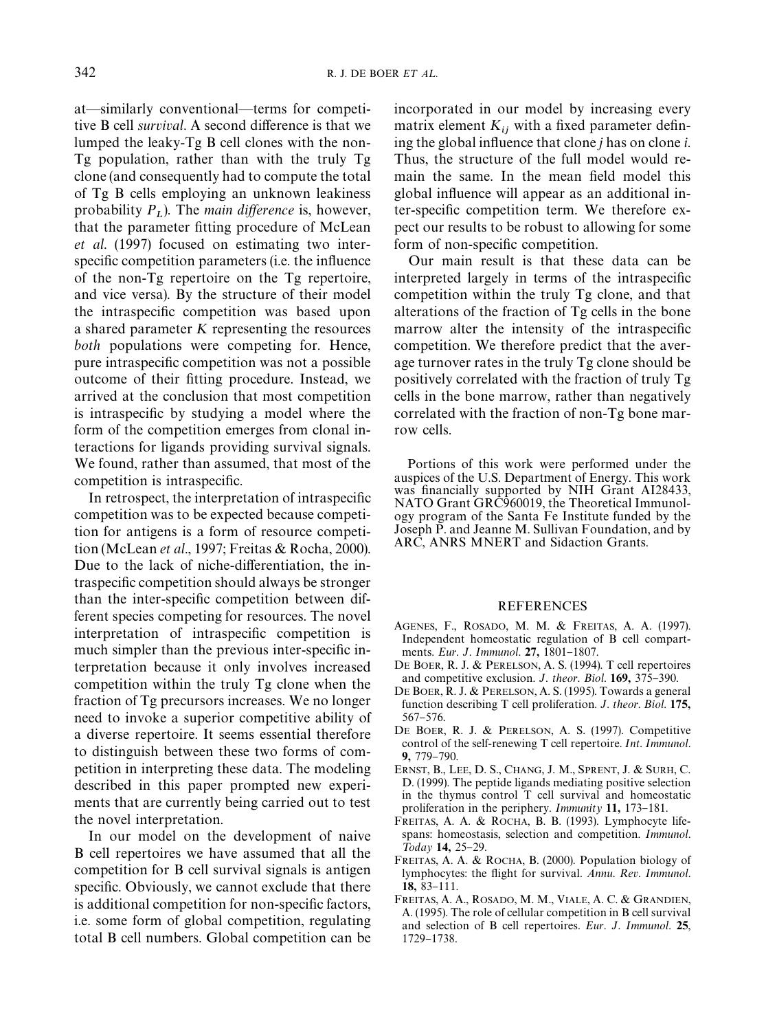at—similarly conventional—terms for competitive B cell *survival*. A second difference is that we lumped the leaky-Tg B cell clones with the non-Tg population, rather than with the truly Tg clone (and consequently had to compute the total of Tg B cells employing an unknown leakiness probability $P_L$). The *main difference* is, however, that the parameter fitting procedure of McLean *et al*. (1997) focused on estimating two inter-specific competition parameters (i.e. the influence of the non-Tg repertoire on the Tg repertoire, and vice versa). By the structure of their model the intraspecific competition was based upon a shared parameter $K$ representing the resources *both* populations were competing for. Hence, pure intraspecific competition was not a possible outcome of their fitting procedure. Instead, we arrived at the conclusion that most competition is intraspecific by studying a model where the form of the competition emerges from clonal interactions for ligands providing survival signals. We found, rather than assumed, that most of the competition is intraspecific.

In retrospect, the interpretation of intraspecific competition was to be expected because competition for antigens is a form of resource competition (McLean *et al*., 1997; Freitas & Rocha, 2000). Due to the lack of niche-differentiation, the intraspecific competition should always be stronger than the inter-specific competition between different species competing for resources. The novel interpretation of intraspecific competition is much simpler than the previous inter-specific interpretation because it only involves increased competition within the truly Tg clone when the fraction of Tg precursors increases. We no longer need to invoke a superior competitive ability of a diverse repertoire. It seems essential therefore to distinguish between these two forms of competition in interpreting these data. The modeling described in this paper prompted new experiments that are currently being carried out to test the novel interpretation.

In our model on the development of naive B cell repertoires we have assumed that all the competition for B cell survival signals is antigen specific. Obviously, we cannot exclude that there is additional competition for non-specific factors, i.e. some form of global competition, regulating total B cell numbers. Global competition can be incorporated in our model by increasing every matrix element $K_{ij}$ with a fixed parameter defining the global influence that clone $j$ has on clone $i$. Thus, the structure of the full model would remain the same. In the mean field model this global influence will appear as an additional inter-specific competition term. We therefore expect our results to be robust to allowing for some form of non-specific competition.

Our main result is that these data can be interpreted largely in terms of the intraspecific competition within the truly Tg clone, and that alterations of the fraction of Tg cells in the bone marrow alter the intensity of the intraspecific competition. We therefore predict that the average turnover rates in the truly Tg clone should be positively correlated with the fraction of truly Tg cells in the bone marrow, rather than negatively correlated with the fraction of non-Tg bone marrow cells.

Portions of this work were performed under the auspices of the U.S. Department of Energy. This work was financially supported by NIH Grant AI28433, NATO Grant GRC960019, the Theoretical Immunology program of the Santa Fe Institute funded by the Joseph P. and Jeanne M. Sullivan Foundation, and by ARC, ANRS MNERT and Sidaction Grants.

## REFERENCES

Agenes, F., Rosado, M. M. & Freitas, A. A. (1997). Independent homeostatic regulation of B cell compartments. *Eur. J. Immunol.* **27,** 1801–1807.

De Boer, R. J. & Perelson, A. S. (1994). T cell repertoires and competitive exclusion. *J. theor. Biol.* **169,** 375–390.

De Boer, R. J. & Perelson, A. S. (1995). Towards a general function describing T cell proliferation. *J. theor. Biol.* **175,** 567–576.

De Boer, R. J. & Perelson, A. S. (1997). Competitive control of the self-renewing T cell repertoire. *Int. Immunol.* **9,** 779–790.

Ernst, B., Lee, D. S., Chang, J. M., Sprent, J. & Surh, C. D. (1999). The peptide ligands mediating positive selection in the thymus control T cell survival and homeostatic proliferation in the periphery. *Immunity* **11,** 173–181.

Freitas, A. A. & Rocha, B. B. (1993). Lymphocyte lifespans: homeostasis, selection and competition. *Immunol. Today* **14,** 25–29.

Freitas, A. A. & Rocha, B. (2000). Population biology of lymphocytes: the flight for survival. *Annu. Rev. Immunol.* **18,** 83–111.

Freitas, A. A., Rosado, M. M., Viale, A. C. & Grandien, A. (1995). The role of cellular competition in B cell survival and selection of B cell repertoires. *Eur. J. Immunol.* **25,** 1729–1738.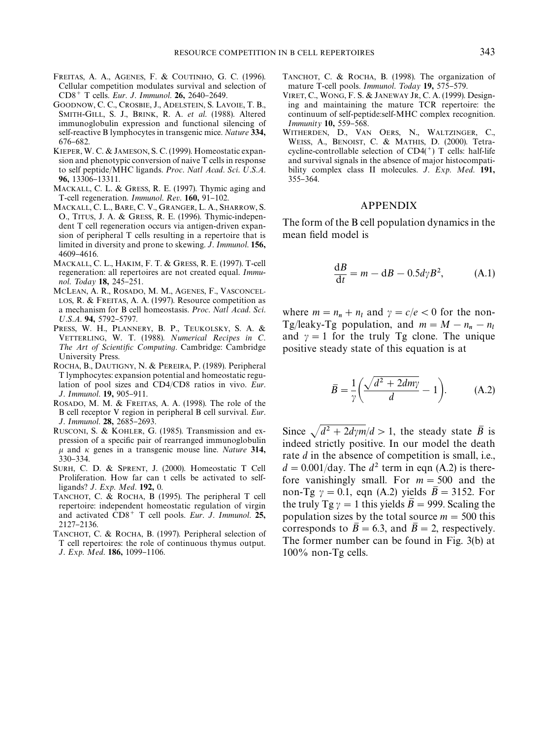FREITAS, A. A., AGENES, F. & COUTINHO, G. C. (1996). Cellular competition modulates survival and selection of $CD8^+$ T cells. *Eur. J. Immunol.* **26,** 2640–2649.

GOODNOW, C. C., CROSBIE, J., ADELSTEIN, S. LAVOIE, T. B., SMITH-GILL, S. J., BRINK, R. A. *et al.* (1988). Altered immunoglobulin expression and functional silencing of self-reactive B lymphocytes in transgenic mice. *Nature* **334,** 676–682.

KIEPER, W. C. & JAMESON, S. C. (1999). Homeostatic expansion and phenotypic conversion of naive T cells in response to self peptide/MHC ligands. *Proc. Natl Acad. Sci. U.S.A.* **96,** 13306–13311.

MACKALL, C. L. & GRESS, R. E. (1997). Thymic aging and T-cell regeneration. *Immunol. Rev.* **160,** 91–102.

MACKALL, C. L., BARE, C. V., GRANGER, L. A., SHARROW, S. O., TITUS, J. A. & GRESS, R. E. (1996). Thymic-independent T cell regeneration occurs via antigen-driven expansion of peripheral T cells resulting in a repertoire that is limited in diversity and prone to skewing. *J. Immunol.* **156,** 4609–4616.

MACKALL, C. L., HAKIM, F. T. & GRESS, R. E. (1997). T-cell regeneration: all repertoires are not created equal. *Immunol. Today* **18,** 245–251.

MCLEAN, A. R., ROSADO, M. M., AGENES, F., VASCONCELLOS, R. & FREITAS, A. A. (1997). Resource competition as a mechanism for B cell homeostasis. *Proc. Natl Acad. Sci. U.S.A.* **94,** 5792–5797.

PRESS, W. H., PLANNERY, B. P., TEUKOLSKY, S. A. & VETTERLING, W. T. (1988). *Numerical Recipes in C. The Art of Scientific Computing*. Cambridge: Cambridge University Press.

ROCHA, B., DAUTIGNY, N. & PEREIRA, P. (1989). Peripheral T lymphocytes: expansion potential and homeostatic regulation of pool sizes and CD4/CD8 ratios in vivo. *Eur. J. Immunol.* **19,** 905–911.

ROSADO, M. M. & FREITAS, A. A. (1998). The role of the B cell receptor V region in peripheral B cell survival. *Eur. J. Immunol.* **28,** 2685–2693.

RUSCONI, S. & KOHLER, G. (1985). Transmission and expression of a specific pair of rearranged immunoglobulin $\mu$ and $\kappa$ genes in a transgenic mouse line. *Nature* **314,** 330–334.

SURH, C. D. & SPRENT, J. (2000). Homeostatic T Cell Proliferation. How far can t cells be activated to self-ligands? *J. Exp. Med.* **192,** 0.

TANCHOT, C. & ROCHA, B (1995). The peripheral T cell repertoire: independent homeostatic regulation of virgin and activated $CD8^+$ T cell pools. *Eur. J. Immunol.* **25,** 2127–2136.

TANCHOT, C. & ROCHA, B. (1997). Peripheral selection of T cell repertoires: the role of continuous thymus output. *J. Exp. Med.* **186,** 1099–1106.

TANCHOT, C. & ROCHA, B. (1998). The organization of mature T-cell pools. *Immunol. Today* **19,** 575–579.

VIRET, C., WONG, F. S. & JANEWAY JR, C. A. (1999). Designing and maintaining the mature TCR repertoire: the continuum of self-peptide:self-MHC complex recognition. *Immunity* **10,** 559–568.

WITHERDEN, D., VAN OERS, N., WALTZINGER, C., WEISS, A., BENOIST, C. & MATHIS, D. (2000). Tetracycline-controllable selection of $CD4(^+)$ T cells: half-life and survival signals in the absence of major histocompatibility complex class II molecules. *J. Exp. Med.* **191,** 355–364.

## APPENDIX

The form of the B cell population dynamics in the mean field model is

$$\frac{\mathrm{d}B}{\mathrm{d}t} = m - \mathrm{d}B - 0.5d\gamma B^2, \qquad \text{(A.1)}$$

where $m = n_n + n_l$ and $\gamma = c/e < 0$ for the non-Tg/leaky-Tg population, and $m = M - n_n - n_l$ and $\gamma = 1$ for the truly Tg clone. The unique positive steady state of this equation is at

$$\bar{B} = \frac{1}{\gamma}\left(\frac{\sqrt{d^2 + 2dm\gamma}}{d} - 1\right). \qquad \text{(A.2)}$$

Since $\sqrt{d^2 + 2d\gamma m}/d > 1$, the steady state $\bar{B}$ is indeed strictly positive. In our model the death rate $d$ in the absence of competition is small, i.e., $d = 0.001$/day. The $d^2$ term in eqn (A.2) is therefore vanishingly small. For $m = 500$ and the non-Tg $\gamma = 0.1$, eqn (A.2) yields $\bar{B} = 3152$. For the truly Tg $\gamma = 1$ this yields $\bar{B} = 999$. Scaling the population sizes by the total source $m = 500$ this corresponds to $\bar{B} = 6.3$, and $\bar{B} = 2$, respectively. The former number can be found in Fig. 3(b) at 100% non-Tg cells.